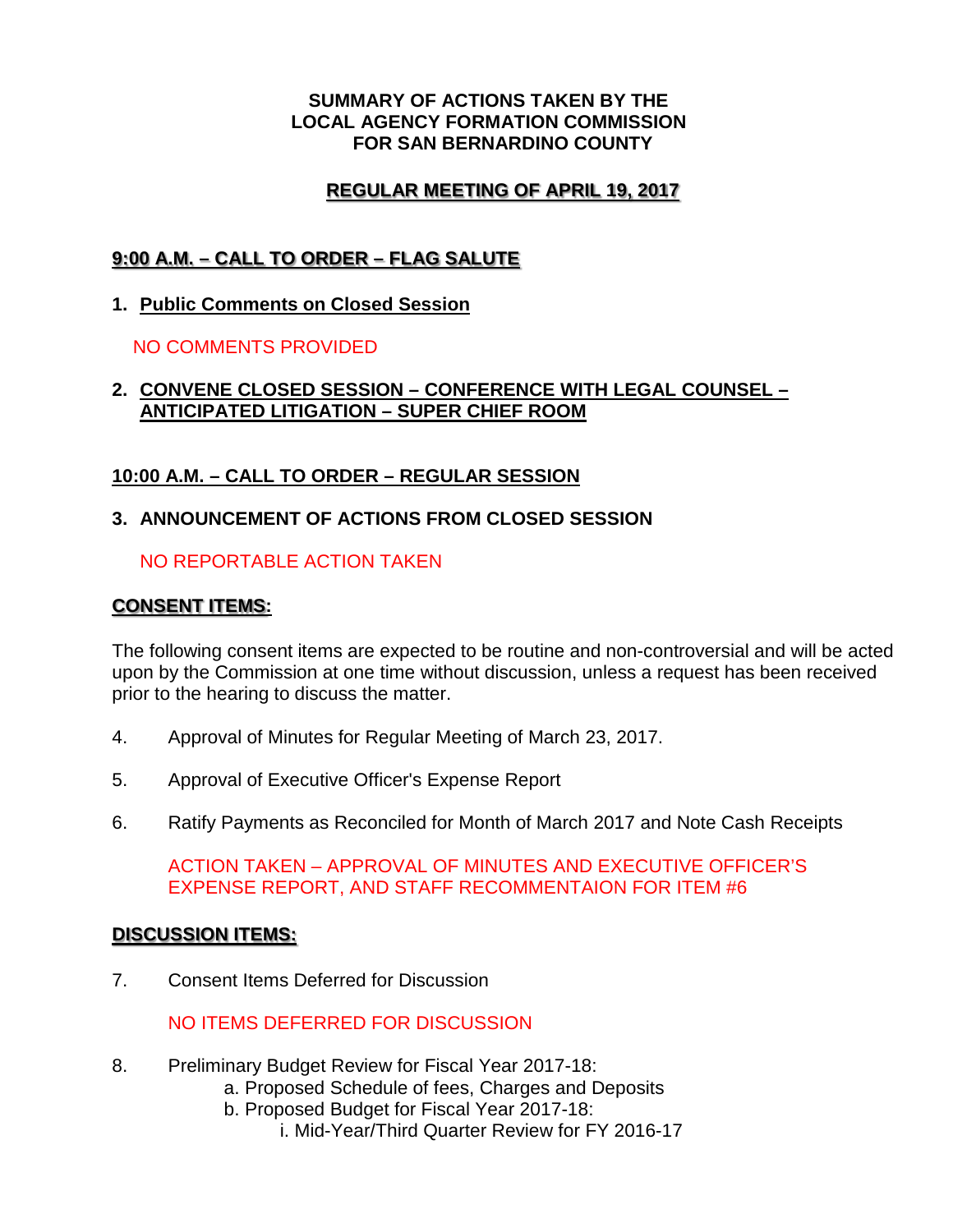# SUMMARY OF ACTIONS TAKEN BY THE LOCAL AGENCY FORMATION COMMISSION FOR SAN BERNARDINO COUNTY

## REGULAR MEETING OF APRIL 19, 2017

## 9:00 A.M. – CALL TO ORDER – FLAG SALUTE

**1. Public Comments on Closed Session**

NO COMMENTS PROVIDED

**2. CONVENE CLOSED SESSION – CONFERENCE WITH LEGAL COUNSEL – ANTICIPATED LITIGATION – SUPER CHIEF ROOM**

## 10:00 A.M. – CALL TO ORDER – REGULAR SESSION

**3. ANNOUNCEMENT OF ACTIONS FROM CLOSED SESSION**

NO REPORTABLE ACTION TAKEN

## CONSENT ITEMS:

The following consent items are expected to be routine and non-controversial and will be acted upon by the Commission at one time without discussion, unless a request has been received prior to the hearing to discuss the matter.

4. Approval of Minutes for Regular Meeting of March 23, 2017.

5. Approval of Executive Officer's Expense Report

6. Ratify Payments as Reconciled for Month of March 2017 and Note Cash Receipts

   ACTION TAKEN – APPROVAL OF MINUTES AND EXECUTIVE OFFICER'S EXPENSE REPORT, AND STAFF RECOMMENTAION FOR ITEM #6

## DISCUSSION ITEMS:

7. Consent Items Deferred for Discussion

   NO ITEMS DEFERRED FOR DISCUSSION

8. Preliminary Budget Review for Fiscal Year 2017-18:
   - a. Proposed Schedule of fees, Charges and Deposits
   - b. Proposed Budget for Fiscal Year 2017-18:
     - i. Mid-Year/Third Quarter Review for FY 2016-17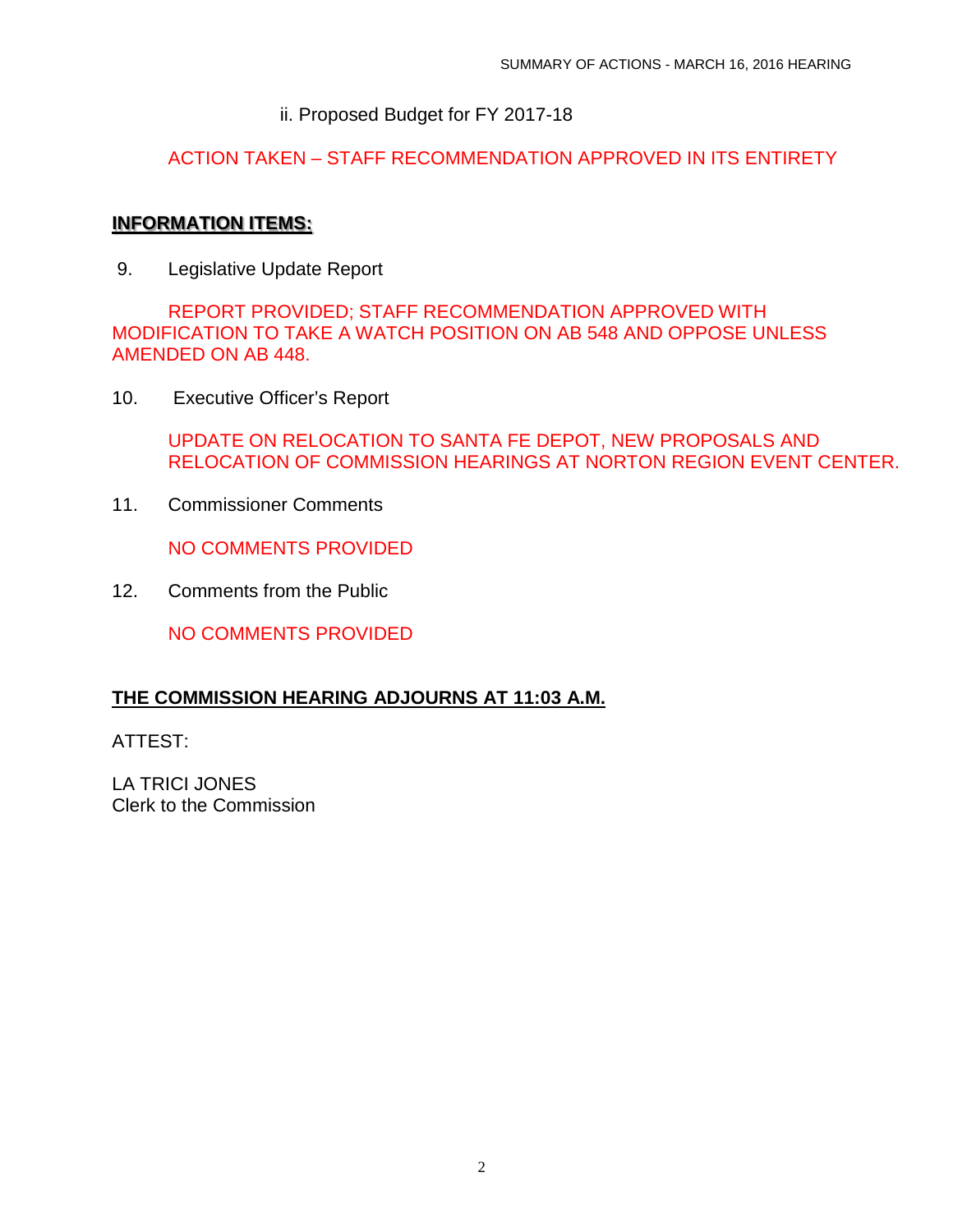ii. Proposed Budget for FY 2017-18

ACTION TAKEN – STAFF RECOMMENDATION APPROVED IN ITS ENTIRETY

## INFORMATION ITEMS:

9. Legislative Update Report

REPORT PROVIDED; STAFF RECOMMENDATION APPROVED WITH MODIFICATION TO TAKE A WATCH POSITION ON AB 548 AND OPPOSE UNLESS AMENDED ON AB 448.

10. Executive Officer's Report

UPDATE ON RELOCATION TO SANTA FE DEPOT, NEW PROPOSALS AND RELOCATION OF COMMISSION HEARINGS AT NORTON REGION EVENT CENTER.

11. Commissioner Comments

NO COMMENTS PROVIDED

12. Comments from the Public

NO COMMENTS PROVIDED

**THE COMMISSION HEARING ADJOURNS AT 11:03 A.M.**

ATTEST:

LA TRICI JONES
Clerk to the Commission